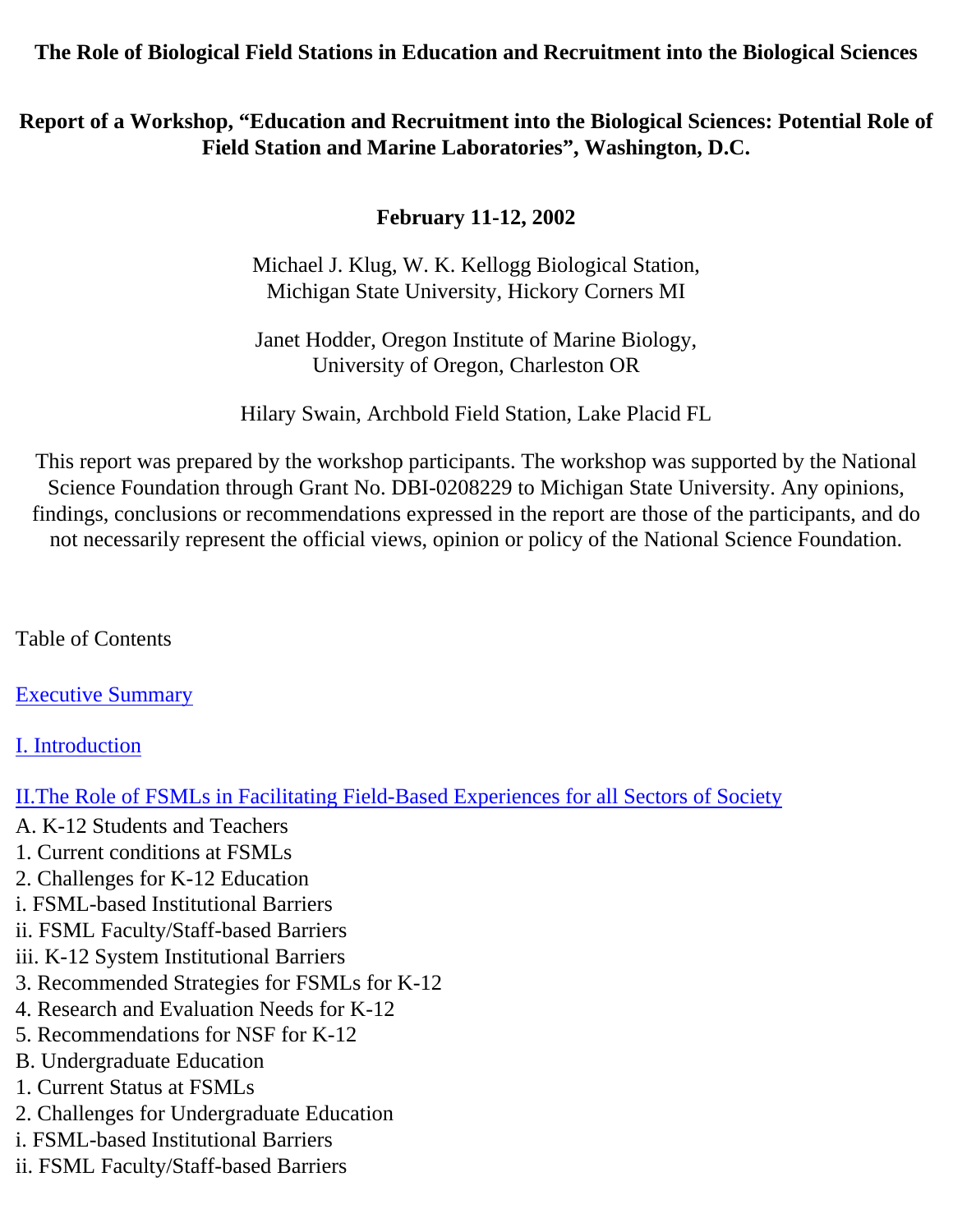# The Role of Biological Field Stations in Education and Recruitment into the Biological Sciences

## Report of a Workshop, "Education and Recruitment into the Biological Sciences: Potential Role of Field Station and Marine Laboratories", Washington, D.C.

**February 11-12, 2002**

Michael J. Klug, W. K. Kellogg Biological Station,
Michigan State University, Hickory Corners MI

Janet Hodder, Oregon Institute of Marine Biology,
University of Oregon, Charleston OR

Hilary Swain, Archbold Field Station, Lake Placid FL

This report was prepared by the workshop participants. The workshop was supported by the National Science Foundation through Grant No. DBI-0208229 to Michigan State University. Any opinions, findings, conclusions or recommendations expressed in the report are those of the participants, and do not necessarily represent the official views, opinion or policy of the National Science Foundation.

Table of Contents

Executive Summary

I. Introduction

II.The Role of FSMLs in Facilitating Field-Based Experiences for all Sectors of Society
A. K-12 Students and Teachers
1. Current conditions at FSMLs
2. Challenges for K-12 Education
i. FSML-based Institutional Barriers
ii. FSML Faculty/Staff-based Barriers
iii. K-12 System Institutional Barriers
3. Recommended Strategies for FSMLs for K-12
4. Research and Evaluation Needs for K-12
5. Recommendations for NSF for K-12
B. Undergraduate Education
1. Current Status at FSMLs
2. Challenges for Undergraduate Education
i. FSML-based Institutional Barriers
ii. FSML Faculty/Staff-based Barriers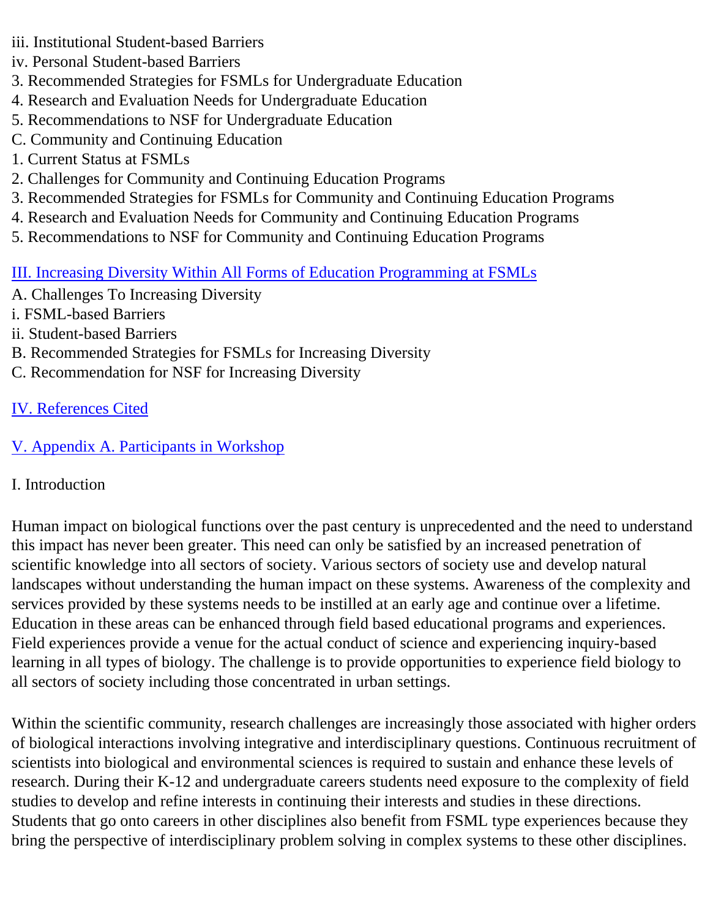iii. Institutional Student-based Barriers
iv. Personal Student-based Barriers
3. Recommended Strategies for FSMLs for Undergraduate Education
4. Research and Evaluation Needs for Undergraduate Education
5. Recommendations to NSF for Undergraduate Education
C. Community and Continuing Education
1. Current Status at FSMLs
2. Challenges for Community and Continuing Education Programs
3. Recommended Strategies for FSMLs for Community and Continuing Education Programs
4. Research and Evaluation Needs for Community and Continuing Education Programs
5. Recommendations to NSF for Community and Continuing Education Programs

III. Increasing Diversity Within All Forms of Education Programming at FSMLs
A. Challenges To Increasing Diversity
i. FSML-based Barriers
ii. Student-based Barriers
B. Recommended Strategies for FSMLs for Increasing Diversity
C. Recommendation for NSF for Increasing Diversity

IV. References Cited

V. Appendix A. Participants in Workshop

# I. Introduction

Human impact on biological functions over the past century is unprecedented and the need to understand this impact has never been greater. This need can only be satisfied by an increased penetration of scientific knowledge into all sectors of society. Various sectors of society use and develop natural landscapes without understanding the human impact on these systems. Awareness of the complexity and services provided by these systems needs to be instilled at an early age and continue over a lifetime. Education in these areas can be enhanced through field based educational programs and experiences. Field experiences provide a venue for the actual conduct of science and experiencing inquiry-based learning in all types of biology. The challenge is to provide opportunities to experience field biology to all sectors of society including those concentrated in urban settings.

Within the scientific community, research challenges are increasingly those associated with higher orders of biological interactions involving integrative and interdisciplinary questions. Continuous recruitment of scientists into biological and environmental sciences is required to sustain and enhance these levels of research. During their K-12 and undergraduate careers students need exposure to the complexity of field studies to develop and refine interests in continuing their interests and studies in these directions. Students that go onto careers in other disciplines also benefit from FSML type experiences because they bring the perspective of interdisciplinary problem solving in complex systems to these other disciplines.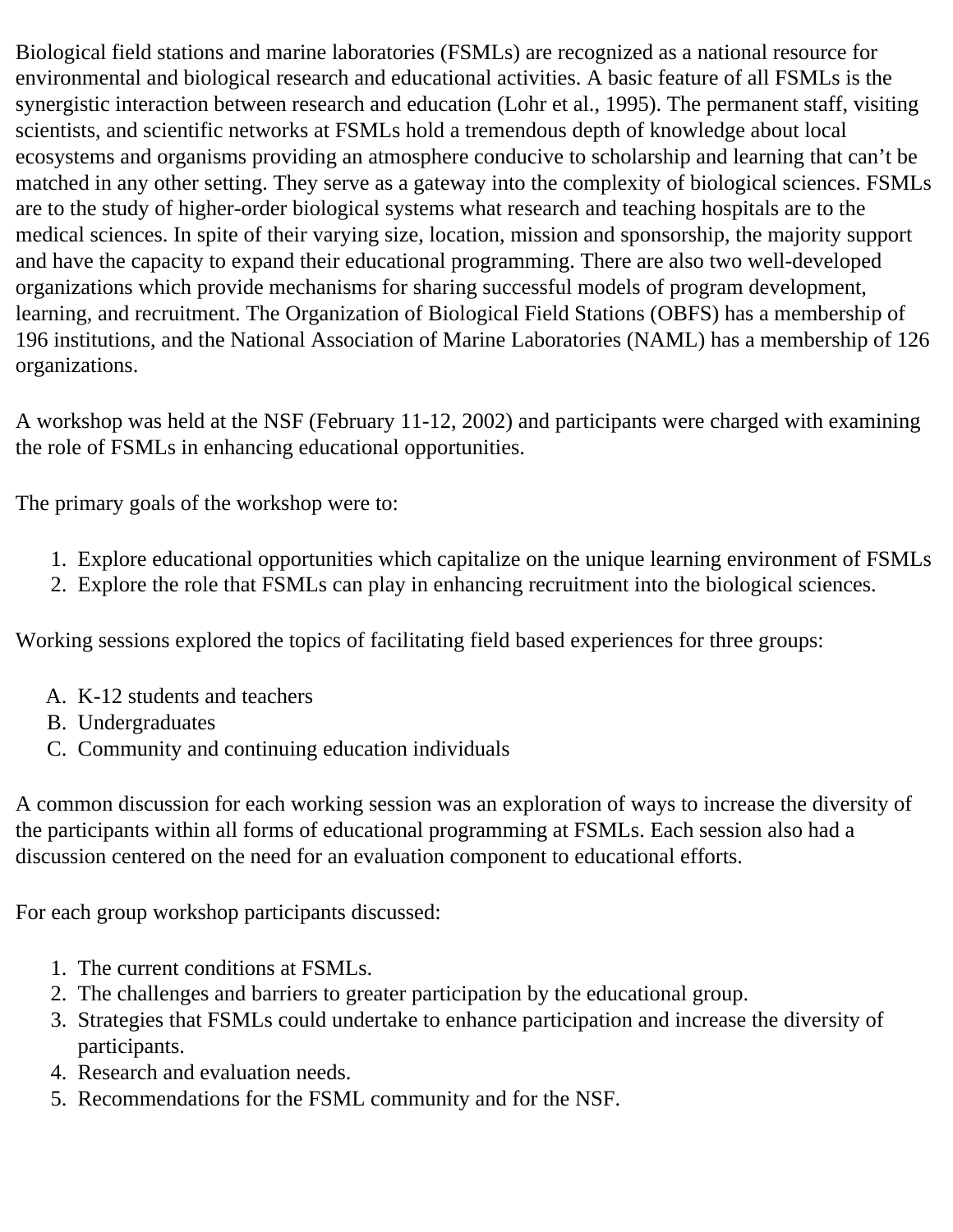Biological field stations and marine laboratories (FSMLs) are recognized as a national resource for environmental and biological research and educational activities. A basic feature of all FSMLs is the synergistic interaction between research and education (Lohr et al., 1995). The permanent staff, visiting scientists, and scientific networks at FSMLs hold a tremendous depth of knowledge about local ecosystems and organisms providing an atmosphere conducive to scholarship and learning that can't be matched in any other setting. They serve as a gateway into the complexity of biological sciences. FSMLs are to the study of higher-order biological systems what research and teaching hospitals are to the medical sciences. In spite of their varying size, location, mission and sponsorship, the majority support and have the capacity to expand their educational programming. There are also two well-developed organizations which provide mechanisms for sharing successful models of program development, learning, and recruitment. The Organization of Biological Field Stations (OBFS) has a membership of 196 institutions, and the National Association of Marine Laboratories (NAML) has a membership of 126 organizations.

A workshop was held at the NSF (February 11-12, 2002) and participants were charged with examining the role of FSMLs in enhancing educational opportunities.

The primary goals of the workshop were to:

1. Explore educational opportunities which capitalize on the unique learning environment of FSMLs
2. Explore the role that FSMLs can play in enhancing recruitment into the biological sciences.

Working sessions explored the topics of facilitating field based experiences for three groups:

A. K-12 students and teachers
B. Undergraduates
C. Community and continuing education individuals

A common discussion for each working session was an exploration of ways to increase the diversity of the participants within all forms of educational programming at FSMLs. Each session also had a discussion centered on the need for an evaluation component to educational efforts.

For each group workshop participants discussed:

1. The current conditions at FSMLs.
2. The challenges and barriers to greater participation by the educational group.
3. Strategies that FSMLs could undertake to enhance participation and increase the diversity of participants.
4. Research and evaluation needs.
5. Recommendations for the FSML community and for the NSF.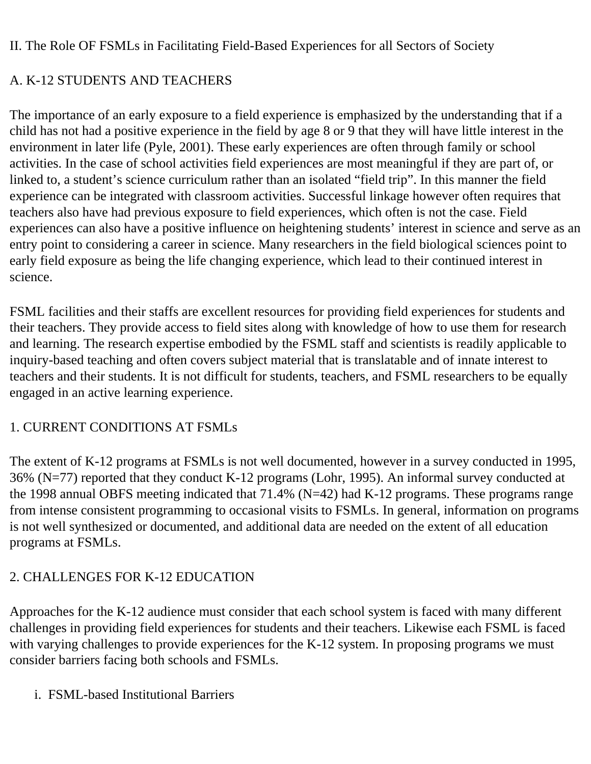## II. The Role OF FSMLs in Facilitating Field-Based Experiences for all Sectors of Society

### A. K-12 STUDENTS AND TEACHERS

The importance of an early exposure to a field experience is emphasized by the understanding that if a child has not had a positive experience in the field by age 8 or 9 that they will have little interest in the environment in later life (Pyle, 2001). These early experiences are often through family or school activities. In the case of school activities field experiences are most meaningful if they are part of, or linked to, a student's science curriculum rather than an isolated "field trip". In this manner the field experience can be integrated with classroom activities. Successful linkage however often requires that teachers also have had previous exposure to field experiences, which often is not the case. Field experiences can also have a positive influence on heightening students' interest in science and serve as an entry point to considering a career in science. Many researchers in the field biological sciences point to early field exposure as being the life changing experience, which lead to their continued interest in science.

FSML facilities and their staffs are excellent resources for providing field experiences for students and their teachers. They provide access to field sites along with knowledge of how to use them for research and learning. The research expertise embodied by the FSML staff and scientists is readily applicable to inquiry-based teaching and often covers subject material that is translatable and of innate interest to teachers and their students. It is not difficult for students, teachers, and FSML researchers to be equally engaged in an active learning experience.

#### 1. CURRENT CONDITIONS AT FSMLs

The extent of K-12 programs at FSMLs is not well documented, however in a survey conducted in 1995, 36% (N=77) reported that they conduct K-12 programs (Lohr, 1995). An informal survey conducted at the 1998 annual OBFS meeting indicated that 71.4% (N=42) had K-12 programs. These programs range from intense consistent programming to occasional visits to FSMLs. In general, information on programs is not well synthesized or documented, and additional data are needed on the extent of all education programs at FSMLs.

#### 2. CHALLENGES FOR K-12 EDUCATION

Approaches for the K-12 audience must consider that each school system is faced with many different challenges in providing field experiences for students and their teachers. Likewise each FSML is faced with varying challenges to provide experiences for the K-12 system. In proposing programs we must consider barriers facing both schools and FSMLs.

i. FSML-based Institutional Barriers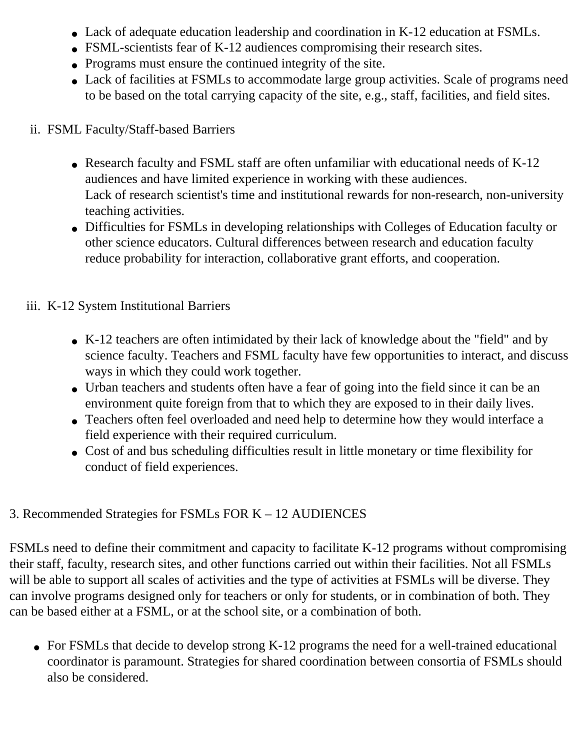- Lack of adequate education leadership and coordination in K-12 education at FSMLs.
- FSML-scientists fear of K-12 audiences compromising their research sites.
- Programs must ensure the continued integrity of the site.
- Lack of facilities at FSMLs to accommodate large group activities. Scale of programs need to be based on the total carrying capacity of the site, e.g., staff, facilities, and field sites.

ii. FSML Faculty/Staff-based Barriers

- Research faculty and FSML staff are often unfamiliar with educational needs of K-12 audiences and have limited experience in working with these audiences.
  Lack of research scientist's time and institutional rewards for non-research, non-university teaching activities.
- Difficulties for FSMLs in developing relationships with Colleges of Education faculty or other science educators. Cultural differences between research and education faculty reduce probability for interaction, collaborative grant efforts, and cooperation.

iii. K-12 System Institutional Barriers

- K-12 teachers are often intimidated by their lack of knowledge about the "field" and by science faculty. Teachers and FSML faculty have few opportunities to interact, and discuss ways in which they could work together.
- Urban teachers and students often have a fear of going into the field since it can be an environment quite foreign from that to which they are exposed to in their daily lives.
- Teachers often feel overloaded and need help to determine how they would interface a field experience with their required curriculum.
- Cost of and bus scheduling difficulties result in little monetary or time flexibility for conduct of field experiences.

3. Recommended Strategies for FSMLs FOR K – 12 AUDIENCES

FSMLs need to define their commitment and capacity to facilitate K-12 programs without compromising their staff, faculty, research sites, and other functions carried out within their facilities. Not all FSMLs will be able to support all scales of activities and the type of activities at FSMLs will be diverse. They can involve programs designed only for teachers or only for students, or in combination of both. They can be based either at a FSML, or at the school site, or a combination of both.

- For FSMLs that decide to develop strong K-12 programs the need for a well-trained educational coordinator is paramount. Strategies for shared coordination between consortia of FSMLs should also be considered.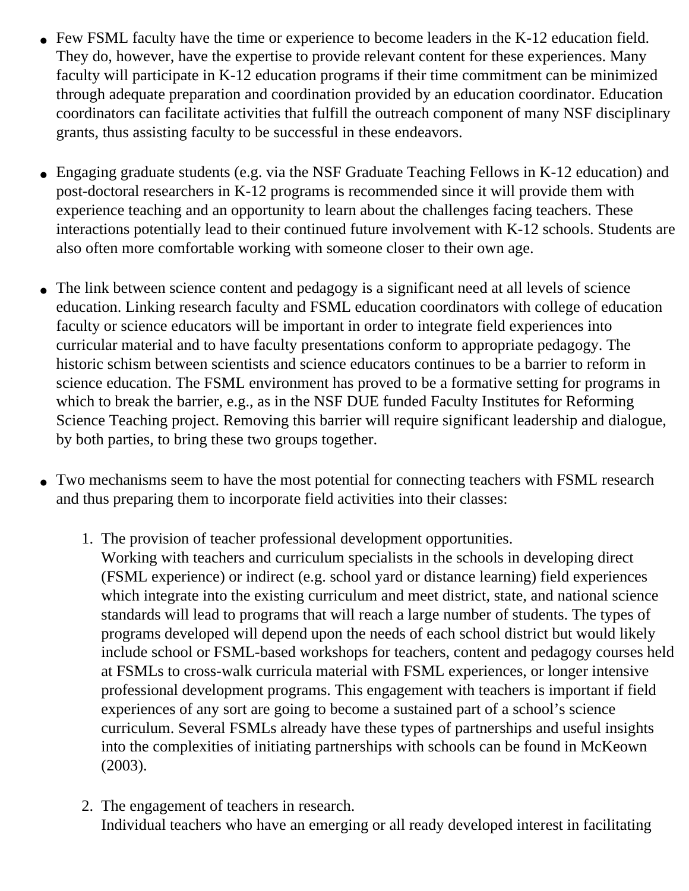- Few FSML faculty have the time or experience to become leaders in the K-12 education field. They do, however, have the expertise to provide relevant content for these experiences. Many faculty will participate in K-12 education programs if their time commitment can be minimized through adequate preparation and coordination provided by an education coordinator. Education coordinators can facilitate activities that fulfill the outreach component of many NSF disciplinary grants, thus assisting faculty to be successful in these endeavors.

- Engaging graduate students (e.g. via the NSF Graduate Teaching Fellows in K-12 education) and post-doctoral researchers in K-12 programs is recommended since it will provide them with experience teaching and an opportunity to learn about the challenges facing teachers. These interactions potentially lead to their continued future involvement with K-12 schools. Students are also often more comfortable working with someone closer to their own age.

- The link between science content and pedagogy is a significant need at all levels of science education. Linking research faculty and FSML education coordinators with college of education faculty or science educators will be important in order to integrate field experiences into curricular material and to have faculty presentations conform to appropriate pedagogy. The historic schism between scientists and science educators continues to be a barrier to reform in science education. The FSML environment has proved to be a formative setting for programs in which to break the barrier, e.g., as in the NSF DUE funded Faculty Institutes for Reforming Science Teaching project. Removing this barrier will require significant leadership and dialogue, by both parties, to bring these two groups together.

- Two mechanisms seem to have the most potential for connecting teachers with FSML research and thus preparing them to incorporate field activities into their classes:

    1. The provision of teacher professional development opportunities.
       Working with teachers and curriculum specialists in the schools in developing direct (FSML experience) or indirect (e.g. school yard or distance learning) field experiences which integrate into the existing curriculum and meet district, state, and national science standards will lead to programs that will reach a large number of students. The types of programs developed will depend upon the needs of each school district but would likely include school or FSML-based workshops for teachers, content and pedagogy courses held at FSMLs to cross-walk curricula material with FSML experiences, or longer intensive professional development programs. This engagement with teachers is important if field experiences of any sort are going to become a sustained part of a school's science curriculum. Several FSMLs already have these types of partnerships and useful insights into the complexities of initiating partnerships with schools can be found in McKeown (2003).

    2. The engagement of teachers in research.
       Individual teachers who have an emerging or all ready developed interest in facilitating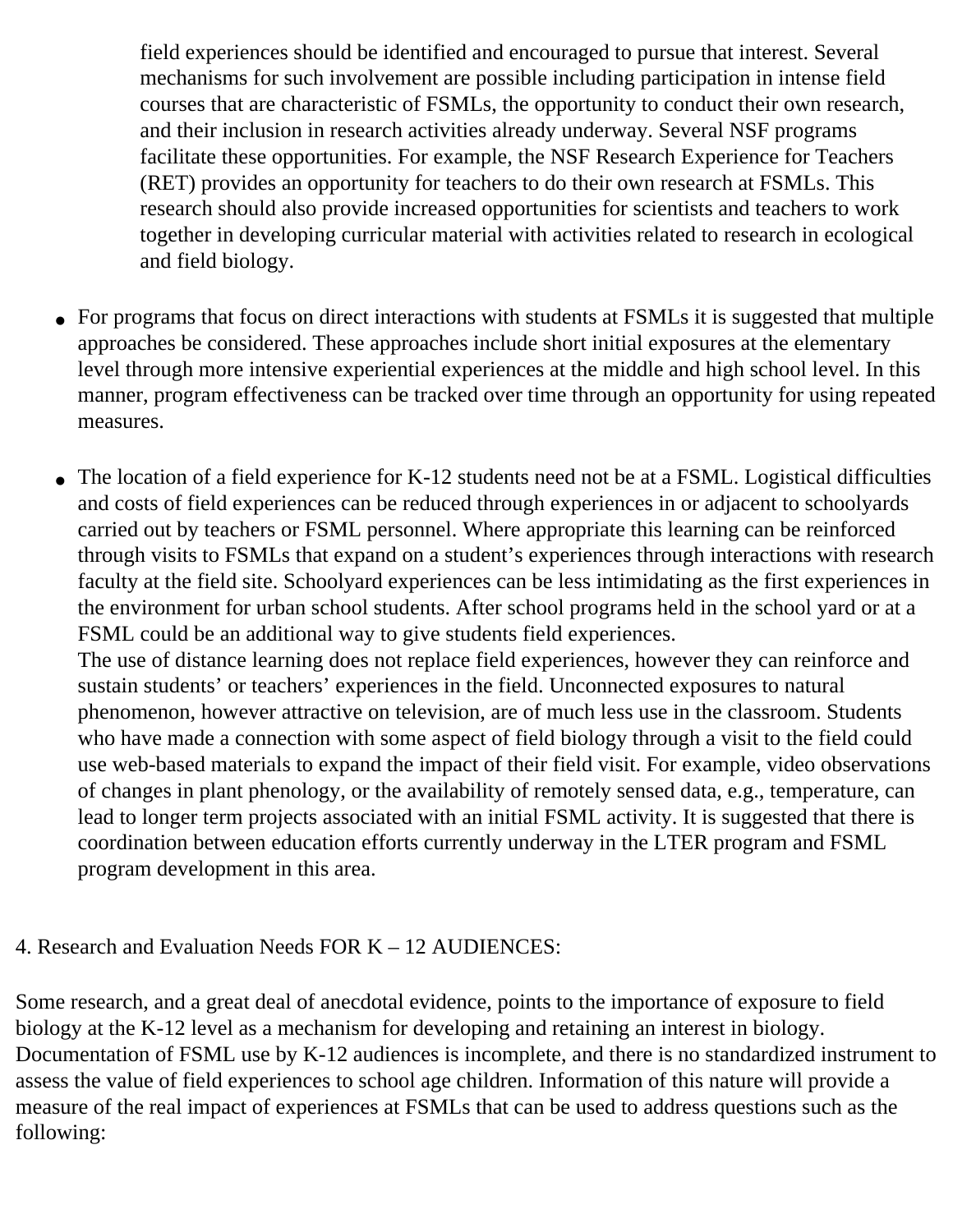field experiences should be identified and encouraged to pursue that interest. Several mechanisms for such involvement are possible including participation in intense field courses that are characteristic of FSMLs, the opportunity to conduct their own research, and their inclusion in research activities already underway. Several NSF programs facilitate these opportunities. For example, the NSF Research Experience for Teachers (RET) provides an opportunity for teachers to do their own research at FSMLs. This research should also provide increased opportunities for scientists and teachers to work together in developing curricular material with activities related to research in ecological and field biology.

- For programs that focus on direct interactions with students at FSMLs it is suggested that multiple approaches be considered. These approaches include short initial exposures at the elementary level through more intensive experiential experiences at the middle and high school level. In this manner, program effectiveness can be tracked over time through an opportunity for using repeated measures.

- The location of a field experience for K-12 students need not be at a FSML. Logistical difficulties and costs of field experiences can be reduced through experiences in or adjacent to schoolyards carried out by teachers or FSML personnel. Where appropriate this learning can be reinforced through visits to FSMLs that expand on a student's experiences through interactions with research faculty at the field site. Schoolyard experiences can be less intimidating as the first experiences in the environment for urban school students. After school programs held in the school yard or at a FSML could be an additional way to give students field experiences.
  The use of distance learning does not replace field experiences, however they can reinforce and sustain students' or teachers' experiences in the field. Unconnected exposures to natural phenomenon, however attractive on television, are of much less use in the classroom. Students who have made a connection with some aspect of field biology through a visit to the field could use web-based materials to expand the impact of their field visit. For example, video observations of changes in plant phenology, or the availability of remotely sensed data, e.g., temperature, can lead to longer term projects associated with an initial FSML activity. It is suggested that there is coordination between education efforts currently underway in the LTER program and FSML program development in this area.

4. Research and Evaluation Needs FOR K – 12 AUDIENCES:

Some research, and a great deal of anecdotal evidence, points to the importance of exposure to field biology at the K-12 level as a mechanism for developing and retaining an interest in biology. Documentation of FSML use by K-12 audiences is incomplete, and there is no standardized instrument to assess the value of field experiences to school age children. Information of this nature will provide a measure of the real impact of experiences at FSMLs that can be used to address questions such as the following: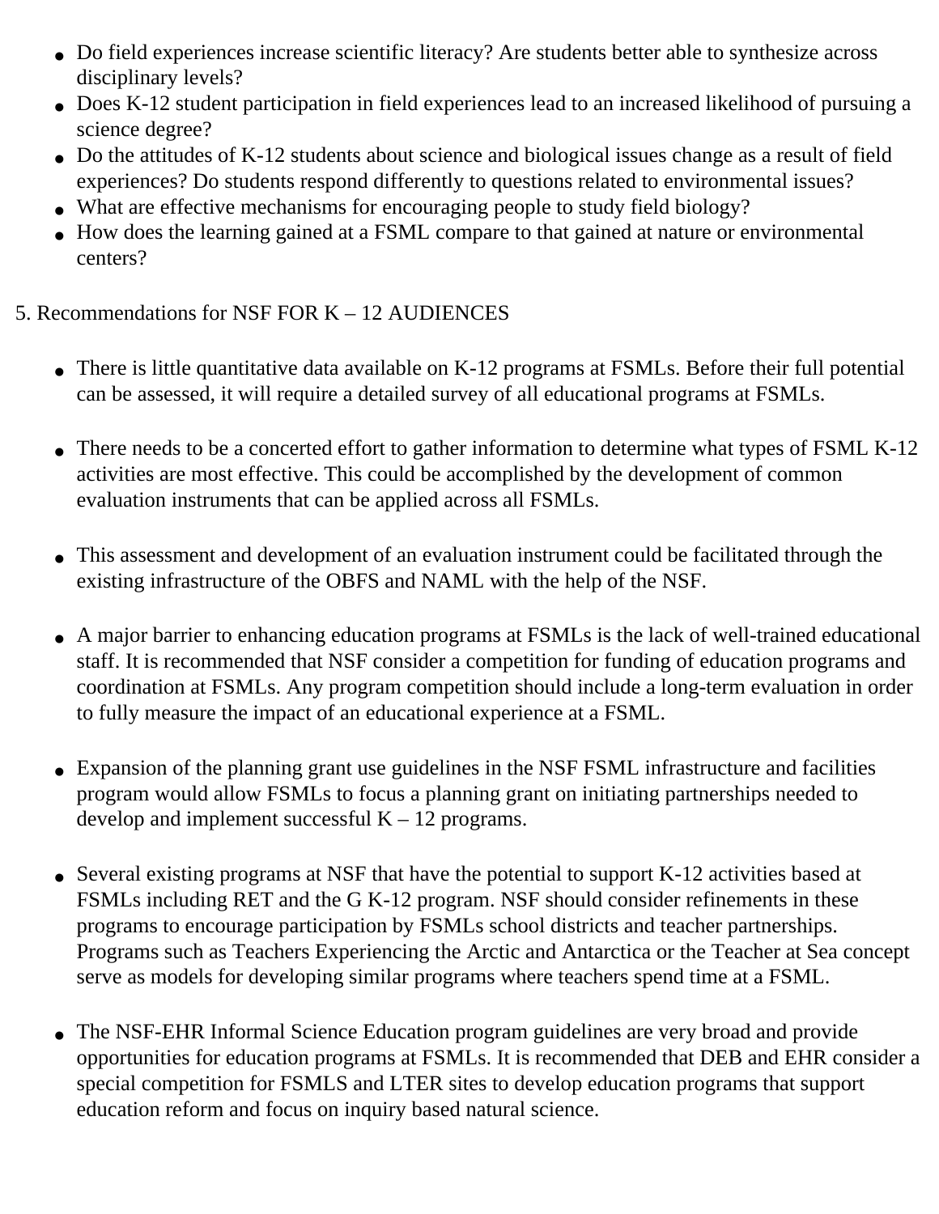- Do field experiences increase scientific literacy? Are students better able to synthesize across disciplinary levels?
- Does K-12 student participation in field experiences lead to an increased likelihood of pursuing a science degree?
- Do the attitudes of K-12 students about science and biological issues change as a result of field experiences? Do students respond differently to questions related to environmental issues?
- What are effective mechanisms for encouraging people to study field biology?
- How does the learning gained at a FSML compare to that gained at nature or environmental centers?

5. Recommendations for NSF FOR K – 12 AUDIENCES

- There is little quantitative data available on K-12 programs at FSMLs. Before their full potential can be assessed, it will require a detailed survey of all educational programs at FSMLs.

- There needs to be a concerted effort to gather information to determine what types of FSML K-12 activities are most effective. This could be accomplished by the development of common evaluation instruments that can be applied across all FSMLs.

- This assessment and development of an evaluation instrument could be facilitated through the existing infrastructure of the OBFS and NAML with the help of the NSF.

- A major barrier to enhancing education programs at FSMLs is the lack of well-trained educational staff. It is recommended that NSF consider a competition for funding of education programs and coordination at FSMLs. Any program competition should include a long-term evaluation in order to fully measure the impact of an educational experience at a FSML.

- Expansion of the planning grant use guidelines in the NSF FSML infrastructure and facilities program would allow FSMLs to focus a planning grant on initiating partnerships needed to develop and implement successful K – 12 programs.

- Several existing programs at NSF that have the potential to support K-12 activities based at FSMLs including RET and the G K-12 program. NSF should consider refinements in these programs to encourage participation by FSMLs school districts and teacher partnerships. Programs such as Teachers Experiencing the Arctic and Antarctica or the Teacher at Sea concept serve as models for developing similar programs where teachers spend time at a FSML.

- The NSF-EHR Informal Science Education program guidelines are very broad and provide opportunities for education programs at FSMLs. It is recommended that DEB and EHR consider a special competition for FSMLS and LTER sites to develop education programs that support education reform and focus on inquiry based natural science.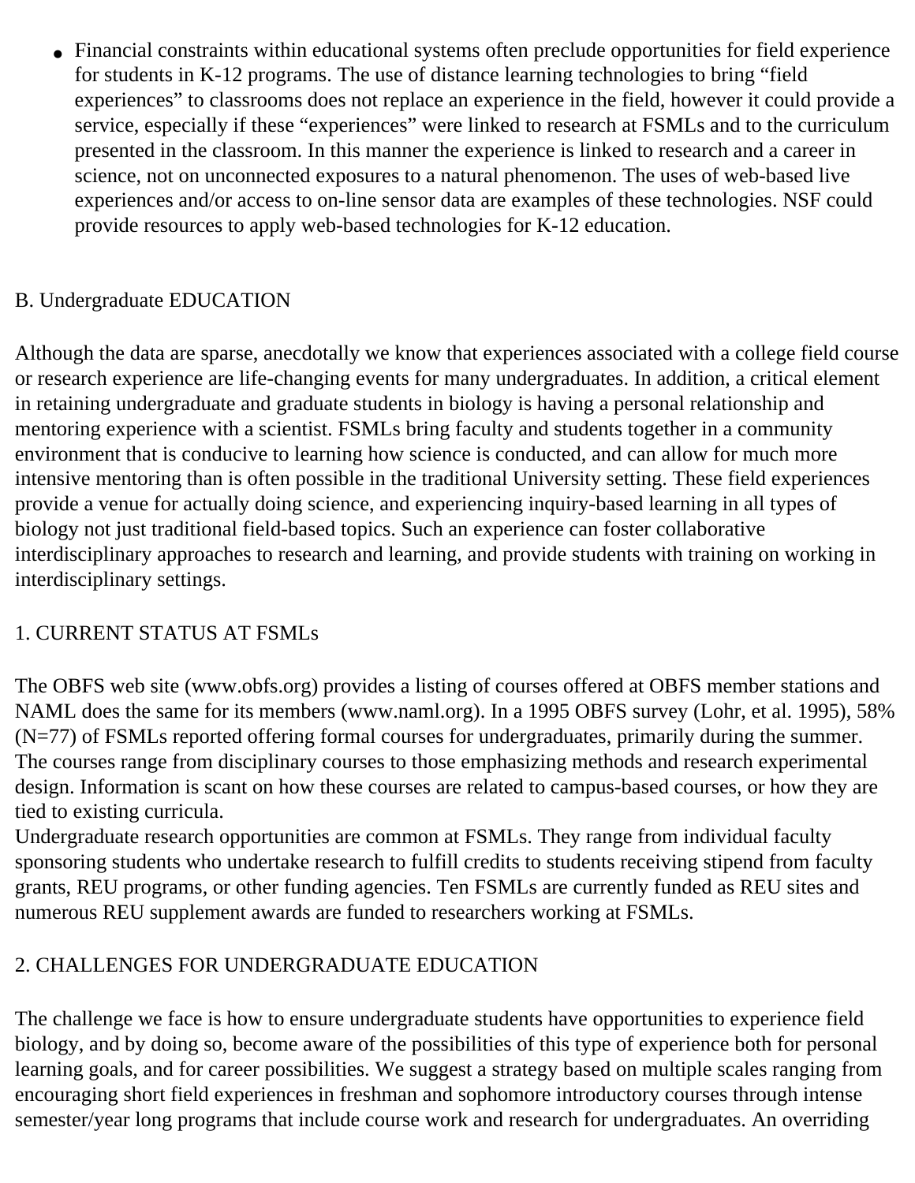- Financial constraints within educational systems often preclude opportunities for field experience for students in K-12 programs. The use of distance learning technologies to bring "field experiences" to classrooms does not replace an experience in the field, however it could provide a service, especially if these "experiences" were linked to research at FSMLs and to the curriculum presented in the classroom. In this manner the experience is linked to research and a career in science, not on unconnected exposures to a natural phenomenon. The uses of web-based live experiences and/or access to on-line sensor data are examples of these technologies. NSF could provide resources to apply web-based technologies for K-12 education.

## B. Undergraduate EDUCATION

Although the data are sparse, anecdotally we know that experiences associated with a college field course or research experience are life-changing events for many undergraduates. In addition, a critical element in retaining undergraduate and graduate students in biology is having a personal relationship and mentoring experience with a scientist. FSMLs bring faculty and students together in a community environment that is conducive to learning how science is conducted, and can allow for much more intensive mentoring than is often possible in the traditional University setting. These field experiences provide a venue for actually doing science, and experiencing inquiry-based learning in all types of biology not just traditional field-based topics. Such an experience can foster collaborative interdisciplinary approaches to research and learning, and provide students with training on working in interdisciplinary settings.

### 1. CURRENT STATUS AT FSMLs

The OBFS web site (www.obfs.org) provides a listing of courses offered at OBFS member stations and NAML does the same for its members (www.naml.org). In a 1995 OBFS survey (Lohr, et al. 1995), 58% (N=77) of FSMLs reported offering formal courses for undergraduates, primarily during the summer. The courses range from disciplinary courses to those emphasizing methods and research experimental design. Information is scant on how these courses are related to campus-based courses, or how they are tied to existing curricula.

Undergraduate research opportunities are common at FSMLs. They range from individual faculty sponsoring students who undertake research to fulfill credits to students receiving stipend from faculty grants, REU programs, or other funding agencies. Ten FSMLs are currently funded as REU sites and numerous REU supplement awards are funded to researchers working at FSMLs.

### 2. CHALLENGES FOR UNDERGRADUATE EDUCATION

The challenge we face is how to ensure undergraduate students have opportunities to experience field biology, and by doing so, become aware of the possibilities of this type of experience both for personal learning goals, and for career possibilities. We suggest a strategy based on multiple scales ranging from encouraging short field experiences in freshman and sophomore introductory courses through intense semester/year long programs that include course work and research for undergraduates. An overriding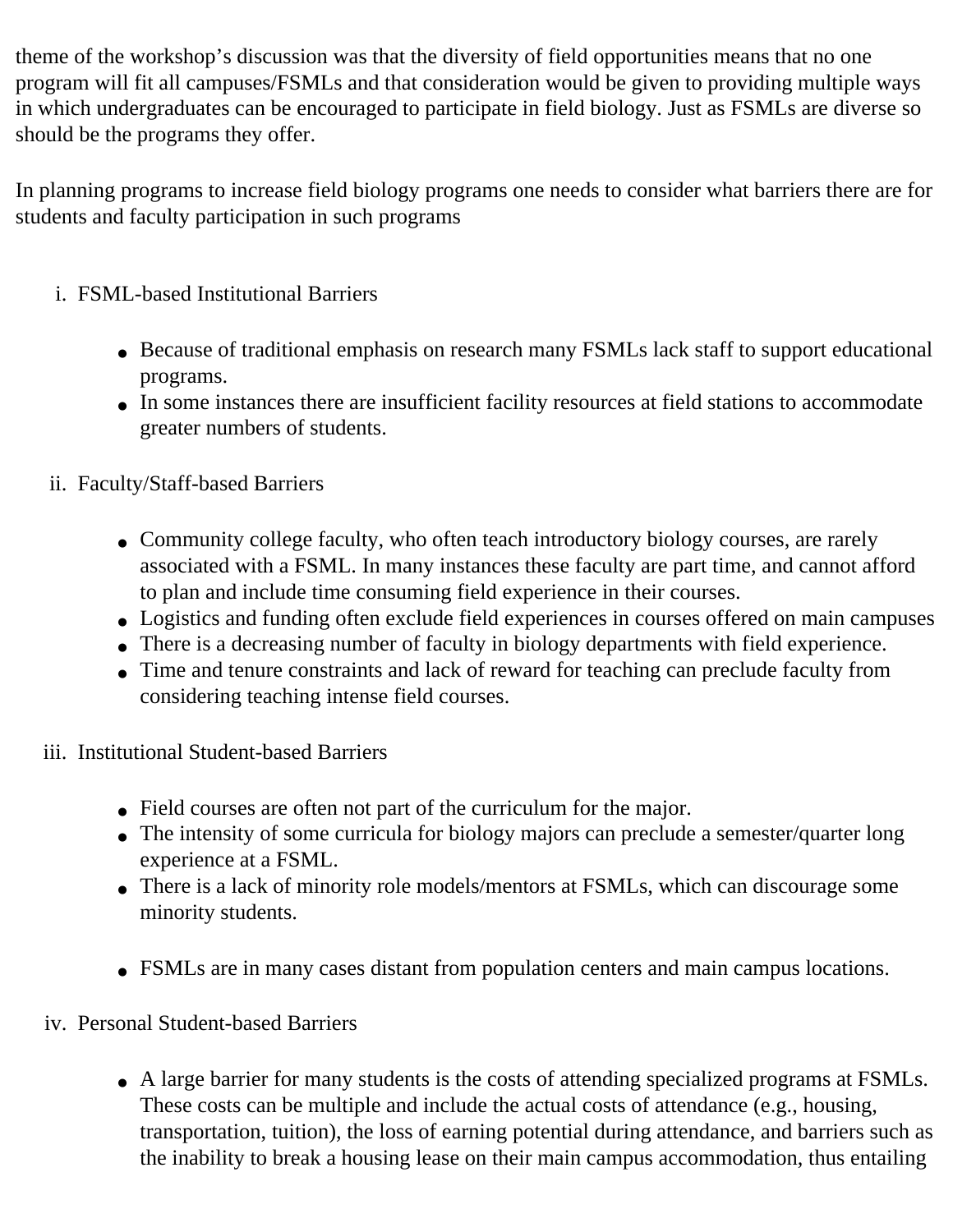theme of the workshop's discussion was that the diversity of field opportunities means that no one program will fit all campuses/FSMLs and that consideration would be given to providing multiple ways in which undergraduates can be encouraged to participate in field biology. Just as FSMLs are diverse so should be the programs they offer.

In planning programs to increase field biology programs one needs to consider what barriers there are for students and faculty participation in such programs

i. FSML-based Institutional Barriers

- Because of traditional emphasis on research many FSMLs lack staff to support educational programs.
- In some instances there are insufficient facility resources at field stations to accommodate greater numbers of students.

ii. Faculty/Staff-based Barriers

- Community college faculty, who often teach introductory biology courses, are rarely associated with a FSML. In many instances these faculty are part time, and cannot afford to plan and include time consuming field experience in their courses.
- Logistics and funding often exclude field experiences in courses offered on main campuses
- There is a decreasing number of faculty in biology departments with field experience.
- Time and tenure constraints and lack of reward for teaching can preclude faculty from considering teaching intense field courses.

iii. Institutional Student-based Barriers

- Field courses are often not part of the curriculum for the major.
- The intensity of some curricula for biology majors can preclude a semester/quarter long experience at a FSML.
- There is a lack of minority role models/mentors at FSMLs, which can discourage some minority students.

- FSMLs are in many cases distant from population centers and main campus locations.

iv. Personal Student-based Barriers

- A large barrier for many students is the costs of attending specialized programs at FSMLs. These costs can be multiple and include the actual costs of attendance (e.g., housing, transportation, tuition), the loss of earning potential during attendance, and barriers such as the inability to break a housing lease on their main campus accommodation, thus entailing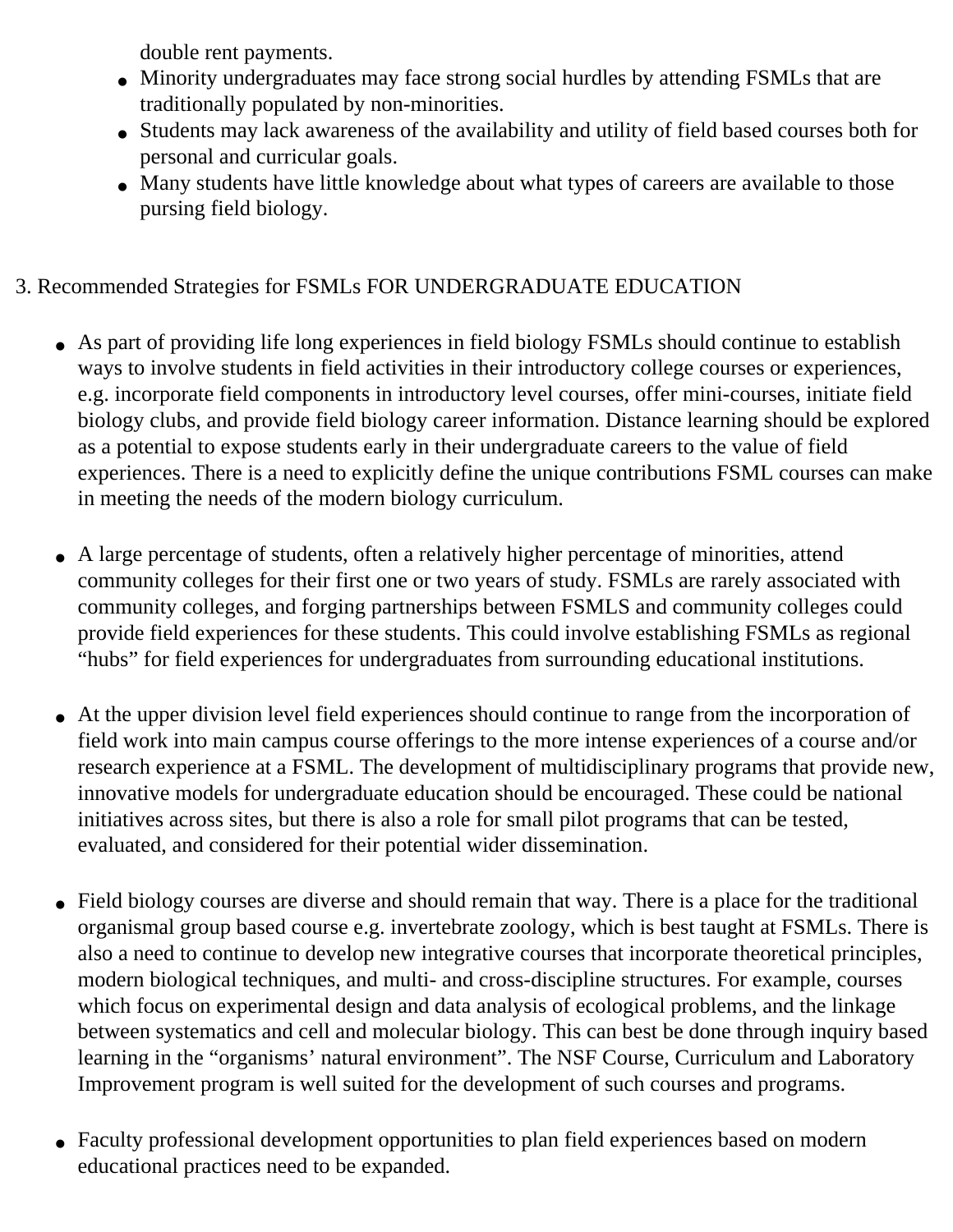double rent payments.

- Minority undergraduates may face strong social hurdles by attending FSMLs that are traditionally populated by non-minorities.
- Students may lack awareness of the availability and utility of field based courses both for personal and curricular goals.
- Many students have little knowledge about what types of careers are available to those pursing field biology.

3. Recommended Strategies for FSMLs FOR UNDERGRADUATE EDUCATION

- As part of providing life long experiences in field biology FSMLs should continue to establish ways to involve students in field activities in their introductory college courses or experiences, e.g. incorporate field components in introductory level courses, offer mini-courses, initiate field biology clubs, and provide field biology career information. Distance learning should be explored as a potential to expose students early in their undergraduate careers to the value of field experiences. There is a need to explicitly define the unique contributions FSML courses can make in meeting the needs of the modern biology curriculum.

- A large percentage of students, often a relatively higher percentage of minorities, attend community colleges for their first one or two years of study. FSMLs are rarely associated with community colleges, and forging partnerships between FSMLS and community colleges could provide field experiences for these students. This could involve establishing FSMLs as regional "hubs" for field experiences for undergraduates from surrounding educational institutions.

- At the upper division level field experiences should continue to range from the incorporation of field work into main campus course offerings to the more intense experiences of a course and/or research experience at a FSML. The development of multidisciplinary programs that provide new, innovative models for undergraduate education should be encouraged. These could be national initiatives across sites, but there is also a role for small pilot programs that can be tested, evaluated, and considered for their potential wider dissemination.

- Field biology courses are diverse and should remain that way. There is a place for the traditional organismal group based course e.g. invertebrate zoology, which is best taught at FSMLs. There is also a need to continue to develop new integrative courses that incorporate theoretical principles, modern biological techniques, and multi- and cross-discipline structures. For example, courses which focus on experimental design and data analysis of ecological problems, and the linkage between systematics and cell and molecular biology. This can best be done through inquiry based learning in the "organisms' natural environment". The NSF Course, Curriculum and Laboratory Improvement program is well suited for the development of such courses and programs.

- Faculty professional development opportunities to plan field experiences based on modern educational practices need to be expanded.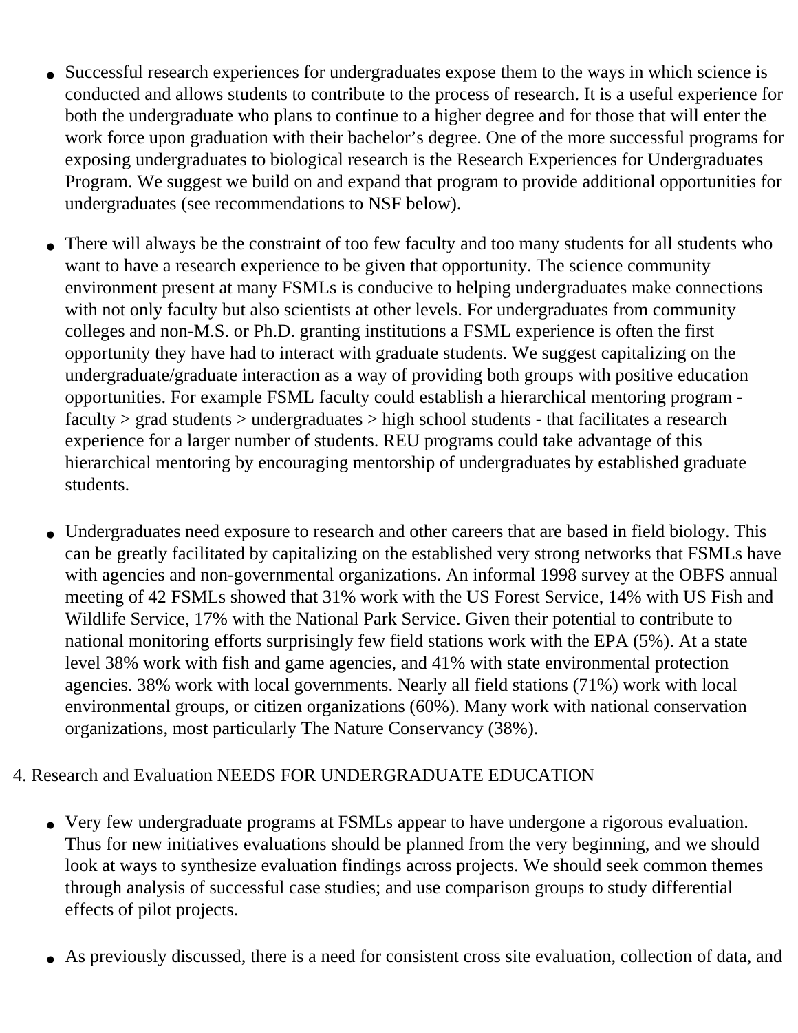- Successful research experiences for undergraduates expose them to the ways in which science is conducted and allows students to contribute to the process of research. It is a useful experience for both the undergraduate who plans to continue to a higher degree and for those that will enter the work force upon graduation with their bachelor's degree. One of the more successful programs for exposing undergraduates to biological research is the Research Experiences for Undergraduates Program. We suggest we build on and expand that program to provide additional opportunities for undergraduates (see recommendations to NSF below).

- There will always be the constraint of too few faculty and too many students for all students who want to have a research experience to be given that opportunity. The science community environment present at many FSMLs is conducive to helping undergraduates make connections with not only faculty but also scientists at other levels. For undergraduates from community colleges and non-M.S. or Ph.D. granting institutions a FSML experience is often the first opportunity they have had to interact with graduate students. We suggest capitalizing on the undergraduate/graduate interaction as a way of providing both groups with positive education opportunities. For example FSML faculty could establish a hierarchical mentoring program - faculty > grad students > undergraduates > high school students - that facilitates a research experience for a larger number of students. REU programs could take advantage of this hierarchical mentoring by encouraging mentorship of undergraduates by established graduate students.

- Undergraduates need exposure to research and other careers that are based in field biology. This can be greatly facilitated by capitalizing on the established very strong networks that FSMLs have with agencies and non-governmental organizations. An informal 1998 survey at the OBFS annual meeting of 42 FSMLs showed that 31% work with the US Forest Service, 14% with US Fish and Wildlife Service, 17% with the National Park Service. Given their potential to contribute to national monitoring efforts surprisingly few field stations work with the EPA (5%). At a state level 38% work with fish and game agencies, and 41% with state environmental protection agencies. 38% work with local governments. Nearly all field stations (71%) work with local environmental groups, or citizen organizations (60%). Many work with national conservation organizations, most particularly The Nature Conservancy (38%).

4. Research and Evaluation NEEDS FOR UNDERGRADUATE EDUCATION

- Very few undergraduate programs at FSMLs appear to have undergone a rigorous evaluation. Thus for new initiatives evaluations should be planned from the very beginning, and we should look at ways to synthesize evaluation findings across projects. We should seek common themes through analysis of successful case studies; and use comparison groups to study differential effects of pilot projects.

- As previously discussed, there is a need for consistent cross site evaluation, collection of data, and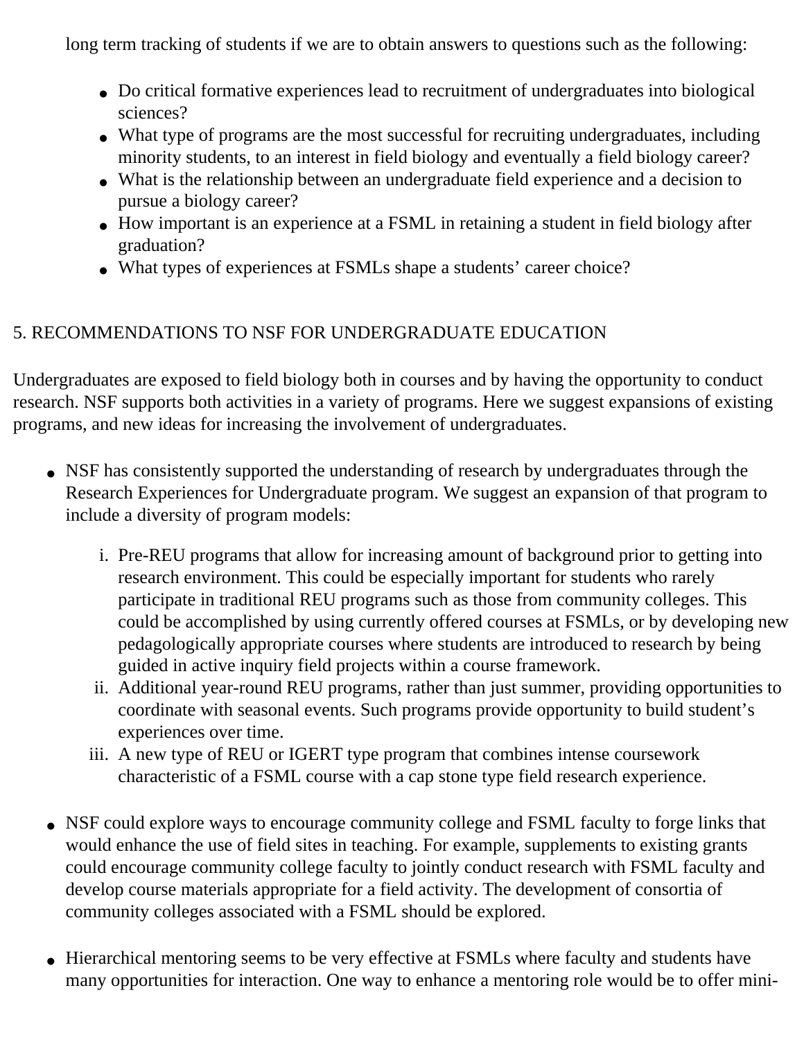long term tracking of students if we are to obtain answers to questions such as the following:

- Do critical formative experiences lead to recruitment of undergraduates into biological sciences?
- What type of programs are the most successful for recruiting undergraduates, including minority students, to an interest in field biology and eventually a field biology career?
- What is the relationship between an undergraduate field experience and a decision to pursue a biology career?
- How important is an experience at a FSML in retaining a student in field biology after graduation?
- What types of experiences at FSMLs shape a students' career choice?

## 5. RECOMMENDATIONS TO NSF FOR UNDERGRADUATE EDUCATION

Undergraduates are exposed to field biology both in courses and by having the opportunity to conduct research. NSF supports both activities in a variety of programs. Here we suggest expansions of existing programs, and new ideas for increasing the involvement of undergraduates.

- NSF has consistently supported the understanding of research by undergraduates through the Research Experiences for Undergraduate program. We suggest an expansion of that program to include a diversity of program models:

    i. Pre-REU programs that allow for increasing amount of background prior to getting into research environment. This could be especially important for students who rarely participate in traditional REU programs such as those from community colleges. This could be accomplished by using currently offered courses at FSMLs, or by developing new pedagologically appropriate courses where students are introduced to research by being guided in active inquiry field projects within a course framework.
    ii. Additional year-round REU programs, rather than just summer, providing opportunities to coordinate with seasonal events. Such programs provide opportunity to build student's experiences over time.
    iii. A new type of REU or IGERT type program that combines intense coursework characteristic of a FSML course with a cap stone type field research experience.

- NSF could explore ways to encourage community college and FSML faculty to forge links that would enhance the use of field sites in teaching. For example, supplements to existing grants could encourage community college faculty to jointly conduct research with FSML faculty and develop course materials appropriate for a field activity. The development of consortia of community colleges associated with a FSML should be explored.

- Hierarchical mentoring seems to be very effective at FSMLs where faculty and students have many opportunities for interaction. One way to enhance a mentoring role would be to offer mini-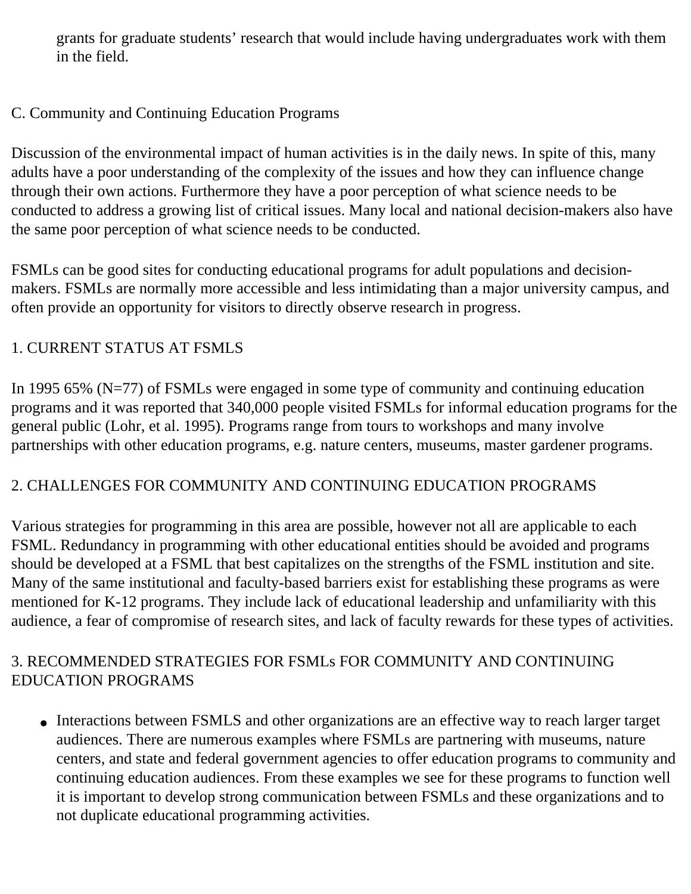grants for graduate students' research that would include having undergraduates work with them in the field.

## C. Community and Continuing Education Programs

Discussion of the environmental impact of human activities is in the daily news. In spite of this, many adults have a poor understanding of the complexity of the issues and how they can influence change through their own actions. Furthermore they have a poor perception of what science needs to be conducted to address a growing list of critical issues. Many local and national decision-makers also have the same poor perception of what science needs to be conducted.

FSMLs can be good sites for conducting educational programs for adult populations and decision-makers. FSMLs are normally more accessible and less intimidating than a major university campus, and often provide an opportunity for visitors to directly observe research in progress.

### 1. CURRENT STATUS AT FSMLS

In 1995 65% (N=77) of FSMLs were engaged in some type of community and continuing education programs and it was reported that 340,000 people visited FSMLs for informal education programs for the general public (Lohr, et al. 1995). Programs range from tours to workshops and many involve partnerships with other education programs, e.g. nature centers, museums, master gardener programs.

### 2. CHALLENGES FOR COMMUNITY AND CONTINUING EDUCATION PROGRAMS

Various strategies for programming in this area are possible, however not all are applicable to each FSML. Redundancy in programming with other educational entities should be avoided and programs should be developed at a FSML that best capitalizes on the strengths of the FSML institution and site. Many of the same institutional and faculty-based barriers exist for establishing these programs as were mentioned for K-12 programs. They include lack of educational leadership and unfamiliarity with this audience, a fear of compromise of research sites, and lack of faculty rewards for these types of activities.

### 3. RECOMMENDED STRATEGIES FOR FSMLs FOR COMMUNITY AND CONTINUING EDUCATION PROGRAMS

- Interactions between FSMLS and other organizations are an effective way to reach larger target audiences. There are numerous examples where FSMLs are partnering with museums, nature centers, and state and federal government agencies to offer education programs to community and continuing education audiences. From these examples we see for these programs to function well it is important to develop strong communication between FSMLs and these organizations and to not duplicate educational programming activities.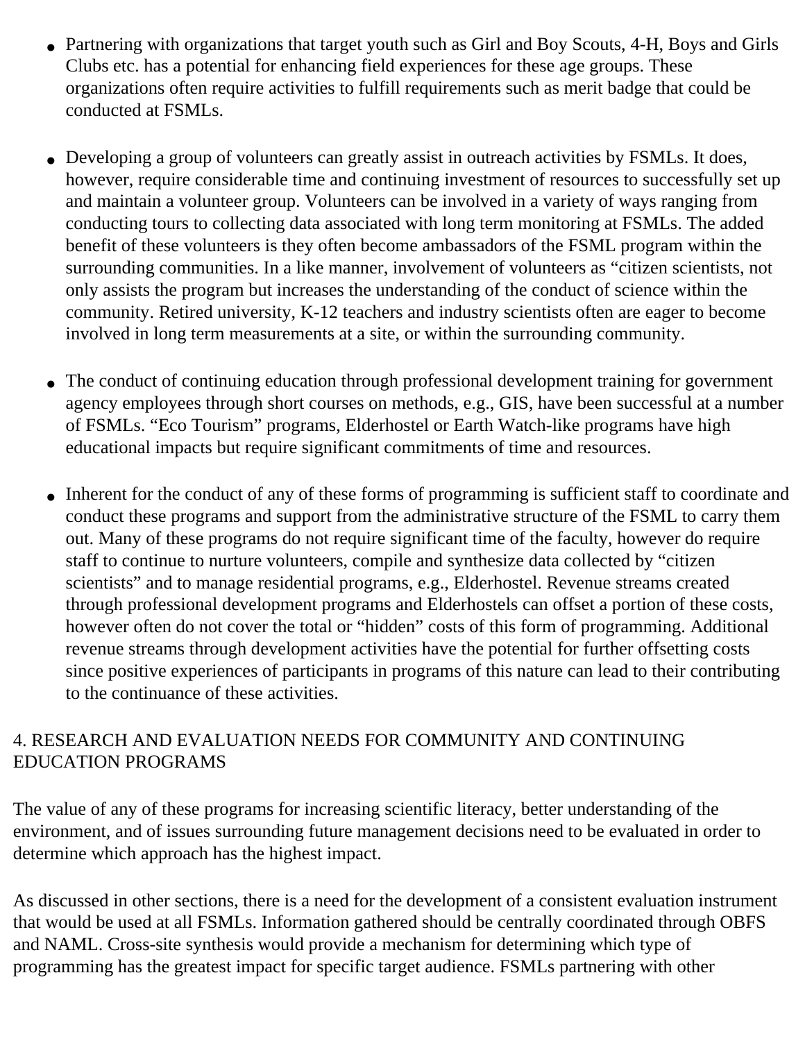- Partnering with organizations that target youth such as Girl and Boy Scouts, 4-H, Boys and Girls Clubs etc. has a potential for enhancing field experiences for these age groups. These organizations often require activities to fulfill requirements such as merit badge that could be conducted at FSMLs.

- Developing a group of volunteers can greatly assist in outreach activities by FSMLs. It does, however, require considerable time and continuing investment of resources to successfully set up and maintain a volunteer group. Volunteers can be involved in a variety of ways ranging from conducting tours to collecting data associated with long term monitoring at FSMLs. The added benefit of these volunteers is they often become ambassadors of the FSML program within the surrounding communities. In a like manner, involvement of volunteers as "citizen scientists, not only assists the program but increases the understanding of the conduct of science within the community. Retired university, K-12 teachers and industry scientists often are eager to become involved in long term measurements at a site, or within the surrounding community.

- The conduct of continuing education through professional development training for government agency employees through short courses on methods, e.g., GIS, have been successful at a number of FSMLs. "Eco Tourism" programs, Elderhostel or Earth Watch-like programs have high educational impacts but require significant commitments of time and resources.

- Inherent for the conduct of any of these forms of programming is sufficient staff to coordinate and conduct these programs and support from the administrative structure of the FSML to carry them out. Many of these programs do not require significant time of the faculty, however do require staff to continue to nurture volunteers, compile and synthesize data collected by "citizen scientists" and to manage residential programs, e.g., Elderhostel. Revenue streams created through professional development programs and Elderhostels can offset a portion of these costs, however often do not cover the total or "hidden" costs of this form of programming. Additional revenue streams through development activities have the potential for further offsetting costs since positive experiences of participants in programs of this nature can lead to their contributing to the continuance of these activities.

## 4. RESEARCH AND EVALUATION NEEDS FOR COMMUNITY AND CONTINUING EDUCATION PROGRAMS

The value of any of these programs for increasing scientific literacy, better understanding of the environment, and of issues surrounding future management decisions need to be evaluated in order to determine which approach has the highest impact.

As discussed in other sections, there is a need for the development of a consistent evaluation instrument that would be used at all FSMLs. Information gathered should be centrally coordinated through OBFS and NAML. Cross-site synthesis would provide a mechanism for determining which type of programming has the greatest impact for specific target audience. FSMLs partnering with other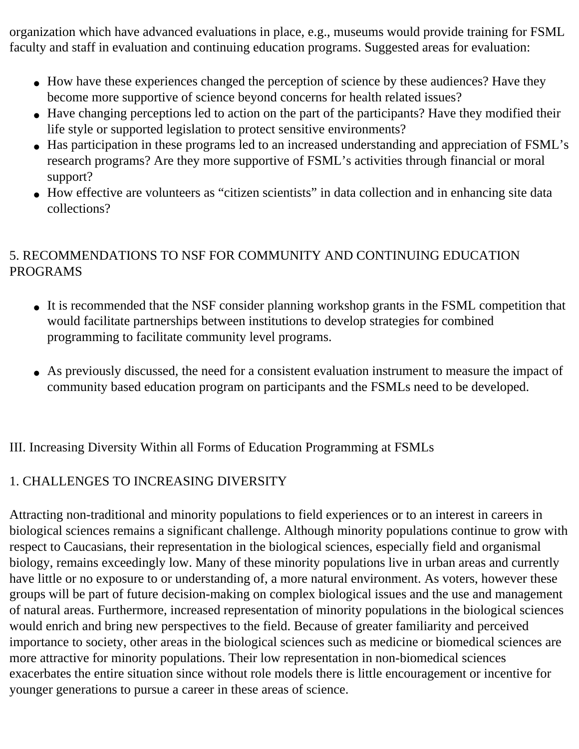organization which have advanced evaluations in place, e.g., museums would provide training for FSML faculty and staff in evaluation and continuing education programs. Suggested areas for evaluation:

- How have these experiences changed the perception of science by these audiences? Have they become more supportive of science beyond concerns for health related issues?
- Have changing perceptions led to action on the part of the participants? Have they modified their life style or supported legislation to protect sensitive environments?
- Has participation in these programs led to an increased understanding and appreciation of FSML's research programs? Are they more supportive of FSML's activities through financial or moral support?
- How effective are volunteers as "citizen scientists" in data collection and in enhancing site data collections?

### 5. RECOMMENDATIONS TO NSF FOR COMMUNITY AND CONTINUING EDUCATION PROGRAMS

- It is recommended that the NSF consider planning workshop grants in the FSML competition that would facilitate partnerships between institutions to develop strategies for combined programming to facilitate community level programs.

- As previously discussed, the need for a consistent evaluation instrument to measure the impact of community based education program on participants and the FSMLs need to be developed.

## III. Increasing Diversity Within all Forms of Education Programming at FSMLs

### 1. CHALLENGES TO INCREASING DIVERSITY

Attracting non-traditional and minority populations to field experiences or to an interest in careers in biological sciences remains a significant challenge. Although minority populations continue to grow with respect to Caucasians, their representation in the biological sciences, especially field and organismal biology, remains exceedingly low. Many of these minority populations live in urban areas and currently have little or no exposure to or understanding of, a more natural environment. As voters, however these groups will be part of future decision-making on complex biological issues and the use and management of natural areas. Furthermore, increased representation of minority populations in the biological sciences would enrich and bring new perspectives to the field. Because of greater familiarity and perceived importance to society, other areas in the biological sciences such as medicine or biomedical sciences are more attractive for minority populations. Their low representation in non-biomedical sciences exacerbates the entire situation since without role models there is little encouragement or incentive for younger generations to pursue a career in these areas of science.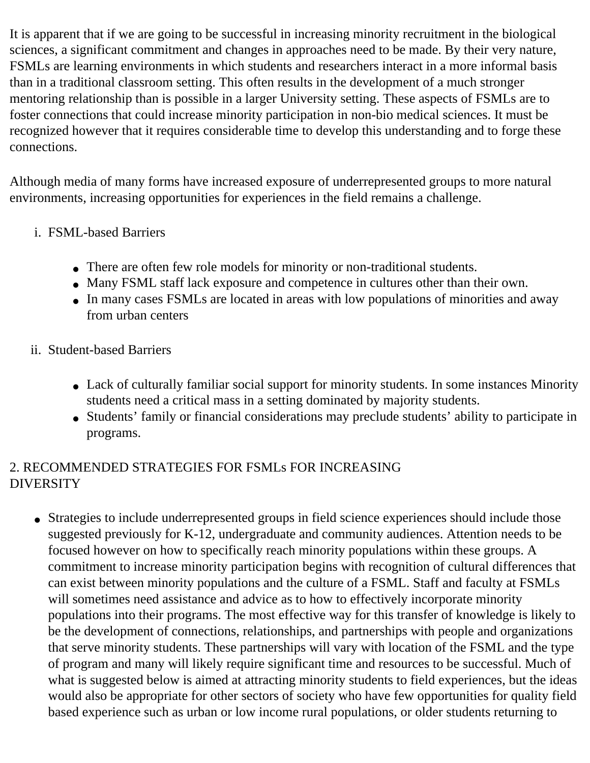It is apparent that if we are going to be successful in increasing minority recruitment in the biological sciences, a significant commitment and changes in approaches need to be made. By their very nature, FSMLs are learning environments in which students and researchers interact in a more informal basis than in a traditional classroom setting. This often results in the development of a much stronger mentoring relationship than is possible in a larger University setting. These aspects of FSMLs are to foster connections that could increase minority participation in non-bio medical sciences. It must be recognized however that it requires considerable time to develop this understanding and to forge these connections.

Although media of many forms have increased exposure of underrepresented groups to more natural environments, increasing opportunities for experiences in the field remains a challenge.

i. FSML-based Barriers

- There are often few role models for minority or non-traditional students.
- Many FSML staff lack exposure and competence in cultures other than their own.
- In many cases FSMLs are located in areas with low populations of minorities and away from urban centers

ii. Student-based Barriers

- Lack of culturally familiar social support for minority students. In some instances Minority students need a critical mass in a setting dominated by majority students.
- Students' family or financial considerations may preclude students' ability to participate in programs.

## 2. RECOMMENDED STRATEGIES FOR FSMLs FOR INCREASING DIVERSITY

- Strategies to include underrepresented groups in field science experiences should include those suggested previously for K-12, undergraduate and community audiences. Attention needs to be focused however on how to specifically reach minority populations within these groups. A commitment to increase minority participation begins with recognition of cultural differences that can exist between minority populations and the culture of a FSML. Staff and faculty at FSMLs will sometimes need assistance and advice as to how to effectively incorporate minority populations into their programs. The most effective way for this transfer of knowledge is likely to be the development of connections, relationships, and partnerships with people and organizations that serve minority students. These partnerships will vary with location of the FSML and the type of program and many will likely require significant time and resources to be successful. Much of what is suggested below is aimed at attracting minority students to field experiences, but the ideas would also be appropriate for other sectors of society who have few opportunities for quality field based experience such as urban or low income rural populations, or older students returning to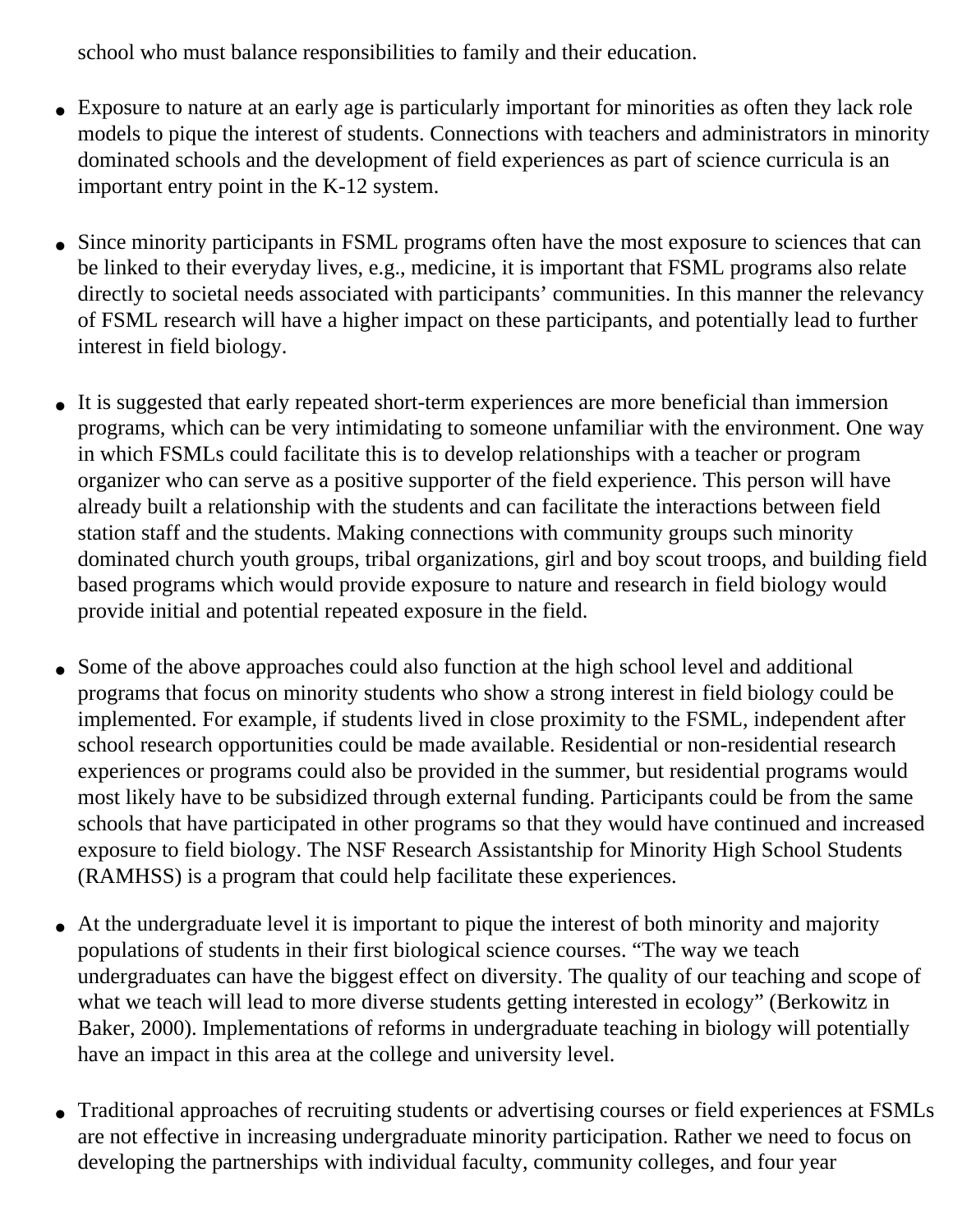school who must balance responsibilities to family and their education.

- Exposure to nature at an early age is particularly important for minorities as often they lack role models to pique the interest of students. Connections with teachers and administrators in minority dominated schools and the development of field experiences as part of science curricula is an important entry point in the K-12 system.

- Since minority participants in FSML programs often have the most exposure to sciences that can be linked to their everyday lives, e.g., medicine, it is important that FSML programs also relate directly to societal needs associated with participants' communities. In this manner the relevancy of FSML research will have a higher impact on these participants, and potentially lead to further interest in field biology.

- It is suggested that early repeated short-term experiences are more beneficial than immersion programs, which can be very intimidating to someone unfamiliar with the environment. One way in which FSMLs could facilitate this is to develop relationships with a teacher or program organizer who can serve as a positive supporter of the field experience. This person will have already built a relationship with the students and can facilitate the interactions between field station staff and the students. Making connections with community groups such minority dominated church youth groups, tribal organizations, girl and boy scout troops, and building field based programs which would provide exposure to nature and research in field biology would provide initial and potential repeated exposure in the field.

- Some of the above approaches could also function at the high school level and additional programs that focus on minority students who show a strong interest in field biology could be implemented. For example, if students lived in close proximity to the FSML, independent after school research opportunities could be made available. Residential or non-residential research experiences or programs could also be provided in the summer, but residential programs would most likely have to be subsidized through external funding. Participants could be from the same schools that have participated in other programs so that they would have continued and increased exposure to field biology. The NSF Research Assistantship for Minority High School Students (RAMHSS) is a program that could help facilitate these experiences.

- At the undergraduate level it is important to pique the interest of both minority and majority populations of students in their first biological science courses. "The way we teach undergraduates can have the biggest effect on diversity. The quality of our teaching and scope of what we teach will lead to more diverse students getting interested in ecology" (Berkowitz in Baker, 2000). Implementations of reforms in undergraduate teaching in biology will potentially have an impact in this area at the college and university level.

- Traditional approaches of recruiting students or advertising courses or field experiences at FSMLs are not effective in increasing undergraduate minority participation. Rather we need to focus on developing the partnerships with individual faculty, community colleges, and four year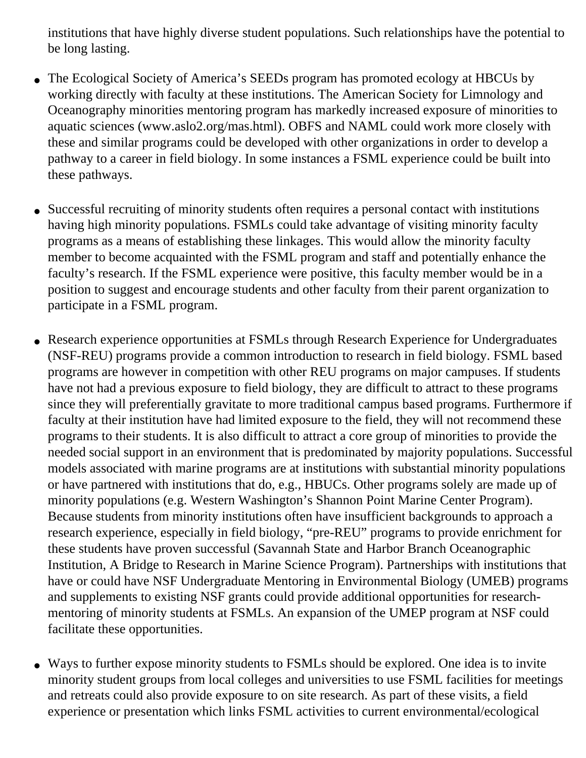institutions that have highly diverse student populations. Such relationships have the potential to be long lasting.

- The Ecological Society of America's SEEDs program has promoted ecology at HBCUs by working directly with faculty at these institutions. The American Society for Limnology and Oceanography minorities mentoring program has markedly increased exposure of minorities to aquatic sciences (www.aslo2.org/mas.html). OBFS and NAML could work more closely with these and similar programs could be developed with other organizations in order to develop a pathway to a career in field biology. In some instances a FSML experience could be built into these pathways.

- Successful recruiting of minority students often requires a personal contact with institutions having high minority populations. FSMLs could take advantage of visiting minority faculty programs as a means of establishing these linkages. This would allow the minority faculty member to become acquainted with the FSML program and staff and potentially enhance the faculty's research. If the FSML experience were positive, this faculty member would be in a position to suggest and encourage students and other faculty from their parent organization to participate in a FSML program.

- Research experience opportunities at FSMLs through Research Experience for Undergraduates (NSF-REU) programs provide a common introduction to research in field biology. FSML based programs are however in competition with other REU programs on major campuses. If students have not had a previous exposure to field biology, they are difficult to attract to these programs since they will preferentially gravitate to more traditional campus based programs. Furthermore if faculty at their institution have had limited exposure to the field, they will not recommend these programs to their students. It is also difficult to attract a core group of minorities to provide the needed social support in an environment that is predominated by majority populations. Successful models associated with marine programs are at institutions with substantial minority populations or have partnered with institutions that do, e.g., HBUCs. Other programs solely are made up of minority populations (e.g. Western Washington's Shannon Point Marine Center Program). Because students from minority institutions often have insufficient backgrounds to approach a research experience, especially in field biology, "pre-REU" programs to provide enrichment for these students have proven successful (Savannah State and Harbor Branch Oceanographic Institution, A Bridge to Research in Marine Science Program). Partnerships with institutions that have or could have NSF Undergraduate Mentoring in Environmental Biology (UMEB) programs and supplements to existing NSF grants could provide additional opportunities for research-mentoring of minority students at FSMLs. An expansion of the UMEP program at NSF could facilitate these opportunities.

- Ways to further expose minority students to FSMLs should be explored. One idea is to invite minority student groups from local colleges and universities to use FSML facilities for meetings and retreats could also provide exposure to on site research. As part of these visits, a field experience or presentation which links FSML activities to current environmental/ecological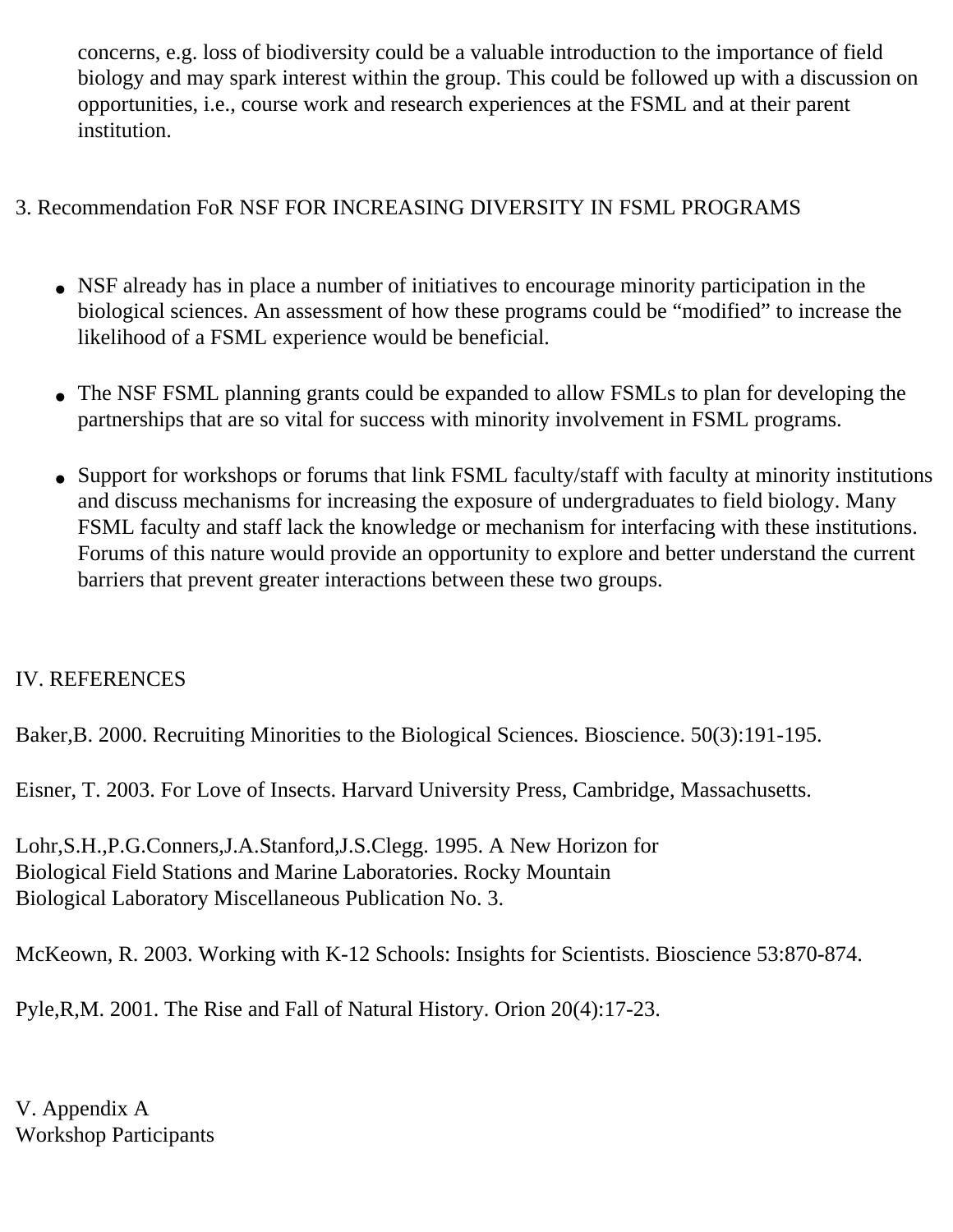concerns, e.g. loss of biodiversity could be a valuable introduction to the importance of field biology and may spark interest within the group. This could be followed up with a discussion on opportunities, i.e., course work and research experiences at the FSML and at their parent institution.

## 3. Recommendation FoR NSF FOR INCREASING DIVERSITY IN FSML PROGRAMS

- NSF already has in place a number of initiatives to encourage minority participation in the biological sciences. An assessment of how these programs could be “modified” to increase the likelihood of a FSML experience would be beneficial.
- The NSF FSML planning grants could be expanded to allow FSMLs to plan for developing the partnerships that are so vital for success with minority involvement in FSML programs.
- Support for workshops or forums that link FSML faculty/staff with faculty at minority institutions and discuss mechanisms for increasing the exposure of undergraduates to field biology. Many FSML faculty and staff lack the knowledge or mechanism for interfacing with these institutions. Forums of this nature would provide an opportunity to explore and better understand the current barriers that prevent greater interactions between these two groups.

# IV. REFERENCES

Baker,B. 2000. Recruiting Minorities to the Biological Sciences. Bioscience. 50(3):191-195.

Eisner, T. 2003. For Love of Insects. Harvard University Press, Cambridge, Massachusetts.

Lohr,S.H.,P.G.Conners,J.A.Stanford,J.S.Clegg. 1995. A New Horizon for Biological Field Stations and Marine Laboratories. Rocky Mountain Biological Laboratory Miscellaneous Publication No. 3.

McKeown, R. 2003. Working with K-12 Schools: Insights for Scientists. Bioscience 53:870-874.

Pyle,R,M. 2001. The Rise and Fall of Natural History. Orion 20(4):17-23.

# V. Appendix A

Workshop Participants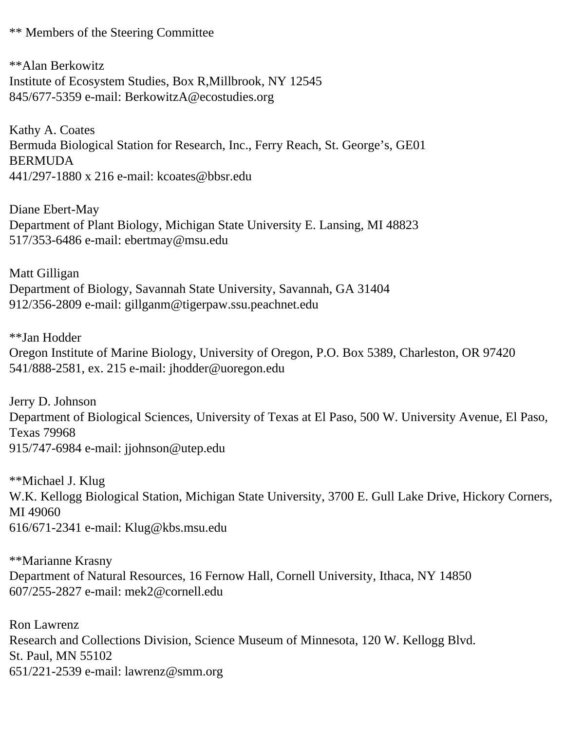** Members of the Steering Committee

**Alan Berkowitz
Institute of Ecosystem Studies, Box R,Millbrook, NY 12545
845/677-5359 e-mail: BerkowitzA@ecostudies.org

Kathy A. Coates
Bermuda Biological Station for Research, Inc., Ferry Reach, St. George's, GE01
BERMUDA
441/297-1880 x 216 e-mail: kcoates@bbsr.edu

Diane Ebert-May
Department of Plant Biology, Michigan State University E. Lansing, MI 48823
517/353-6486 e-mail: ebertmay@msu.edu

Matt Gilligan
Department of Biology, Savannah State University, Savannah, GA 31404
912/356-2809 e-mail: gillganm@tigerpaw.ssu.peachnet.edu

**Jan Hodder
Oregon Institute of Marine Biology, University of Oregon, P.O. Box 5389, Charleston, OR 97420
541/888-2581, ex. 215 e-mail: jhodder@uoregon.edu

Jerry D. Johnson
Department of Biological Sciences, University of Texas at El Paso, 500 W. University Avenue, El Paso, Texas 79968
915/747-6984 e-mail: jjohnson@utep.edu

**Michael J. Klug
W.K. Kellogg Biological Station, Michigan State University, 3700 E. Gull Lake Drive, Hickory Corners, MI 49060
616/671-2341 e-mail: Klug@kbs.msu.edu

**Marianne Krasny
Department of Natural Resources, 16 Fernow Hall, Cornell University, Ithaca, NY 14850
607/255-2827 e-mail: mek2@cornell.edu

Ron Lawrenz
Research and Collections Division, Science Museum of Minnesota, 120 W. Kellogg Blvd.
St. Paul, MN 55102
651/221-2539 e-mail: lawrenz@smm.org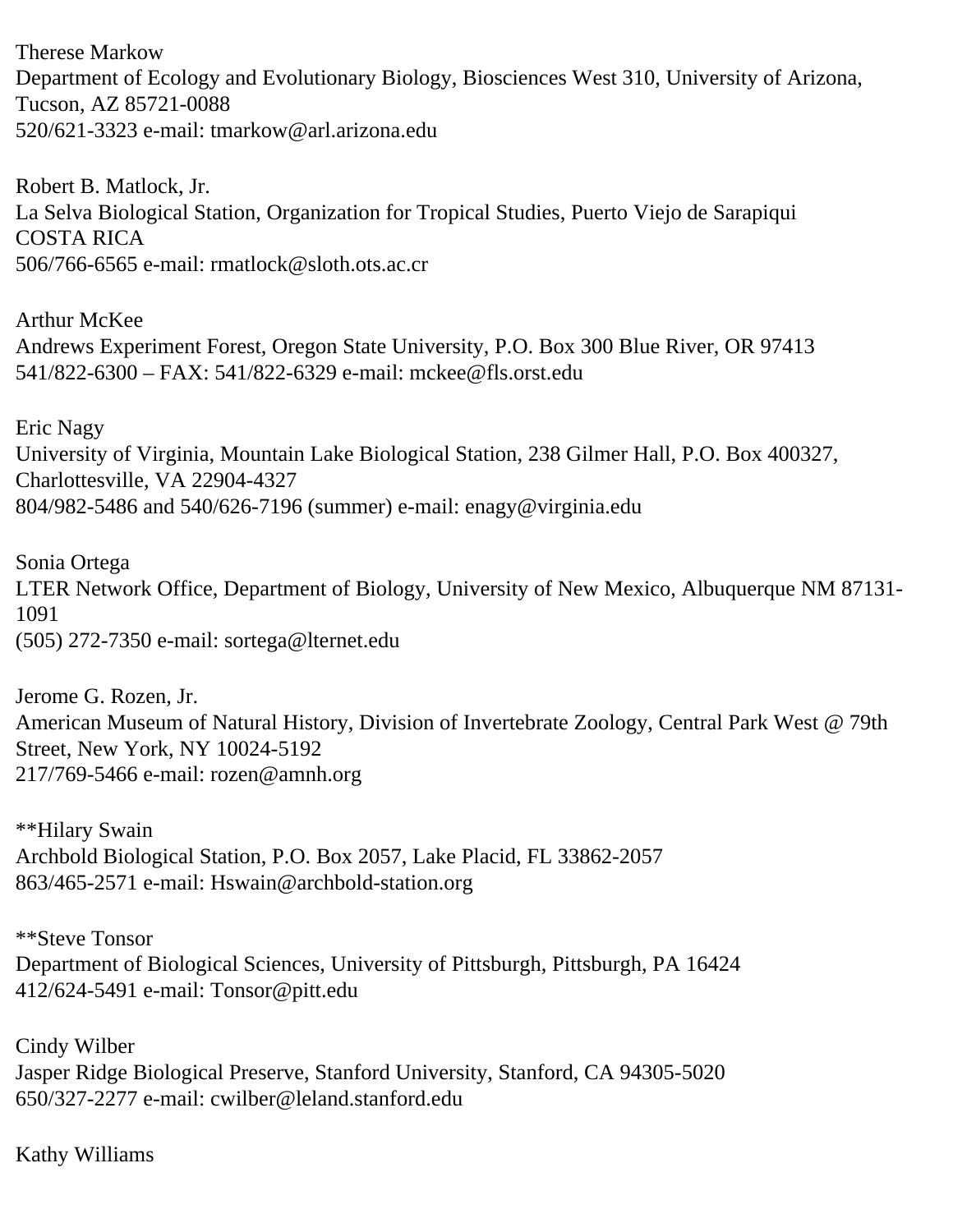Therese Markow
Department of Ecology and Evolutionary Biology, Biosciences West 310, University of Arizona, Tucson, AZ 85721-0088
520/621-3323 e-mail: tmarkow@arl.arizona.edu

Robert B. Matlock, Jr.
La Selva Biological Station, Organization for Tropical Studies, Puerto Viejo de Sarapiqui
COSTA RICA
506/766-6565 e-mail: rmatlock@sloth.ots.ac.cr

Arthur McKee
Andrews Experiment Forest, Oregon State University, P.O. Box 300 Blue River, OR 97413
541/822-6300 – FAX: 541/822-6329 e-mail: mckee@fls.orst.edu

Eric Nagy
University of Virginia, Mountain Lake Biological Station, 238 Gilmer Hall, P.O. Box 400327, Charlottesville, VA 22904-4327
804/982-5486 and 540/626-7196 (summer) e-mail: enagy@virginia.edu

Sonia Ortega
LTER Network Office, Department of Biology, University of New Mexico, Albuquerque NM 87131-1091
(505) 272-7350 e-mail: sortega@lternet.edu

Jerome G. Rozen, Jr.
American Museum of Natural History, Division of Invertebrate Zoology, Central Park West @ 79th Street, New York, NY 10024-5192
217/769-5466 e-mail: rozen@amnh.org

**Hilary Swain
Archbold Biological Station, P.O. Box 2057, Lake Placid, FL 33862-2057
863/465-2571 e-mail: Hswain@archbold-station.org

**Steve Tonsor
Department of Biological Sciences, University of Pittsburgh, Pittsburgh, PA 16424
412/624-5491 e-mail: Tonsor@pitt.edu

Cindy Wilber
Jasper Ridge Biological Preserve, Stanford University, Stanford, CA 94305-5020
650/327-2277 e-mail: cwilber@leland.stanford.edu

Kathy Williams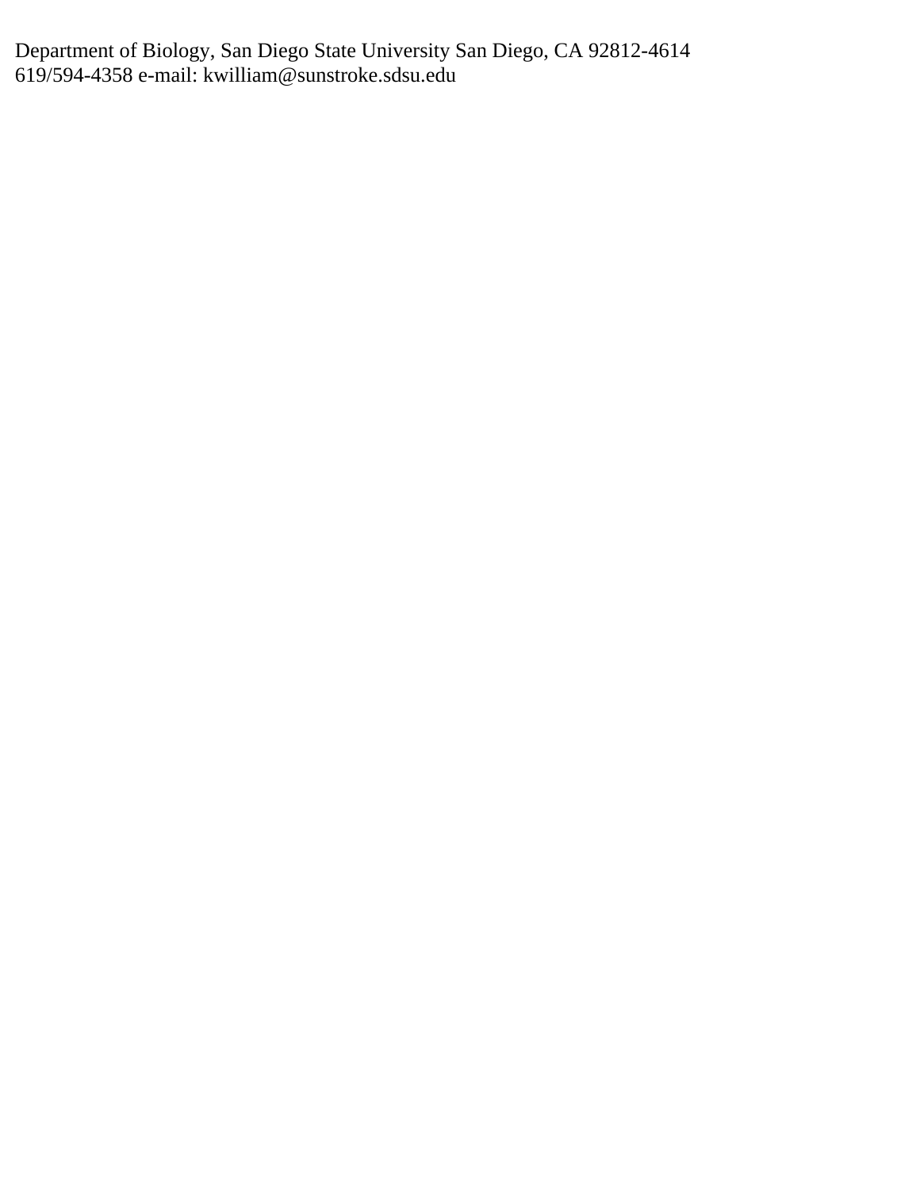Department of Biology, San Diego State University San Diego, CA 92812-4614
619/594-4358 e-mail: kwilliam@sunstroke.sdsu.edu